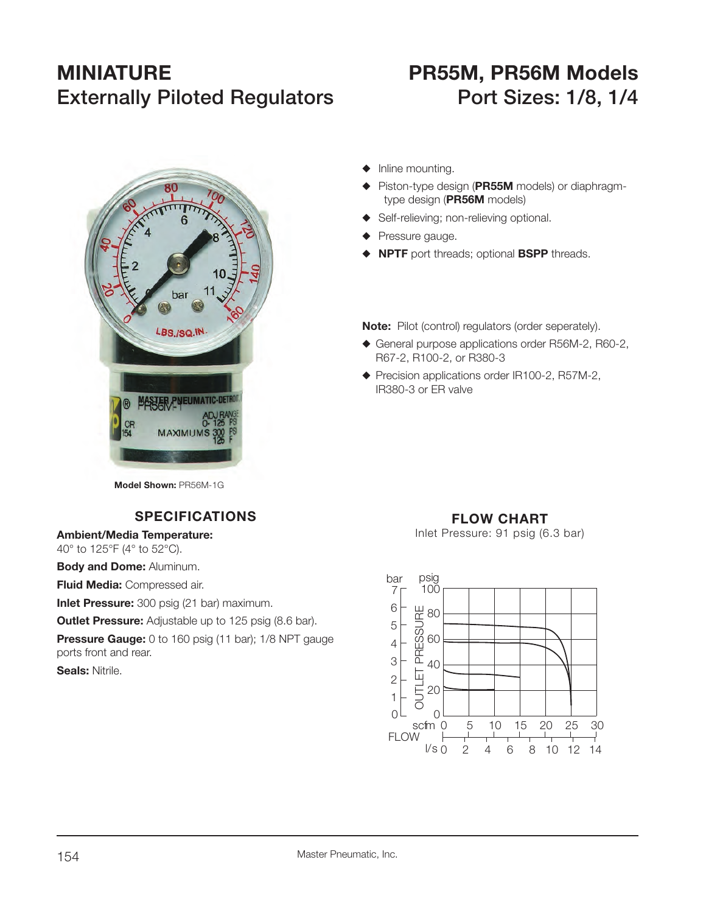# MINIATURE
## Externally Piloted Regulators

# PR55M, PR56M Models
## Port Sizes: 1/8, 1/4

Model Shown: PR56M-1G

- Inline mounting.
- Piston-type design (**PR55M** models) or diaphragm-type design (**PR56M** models)
- Self-relieving; non-relieving optional.
- Pressure gauge.
- **NPTF** port threads; optional **BSPP** threads.

**Note:** Pilot (control) regulators (order seperately).

- General purpose applications order R56M-2, R60-2, R67-2, R100-2, or R380-3
- Precision applications order IR100-2, R57M-2, IR380-3 or ER valve

### SPECIFICATIONS

**Ambient/Media Temperature:**
40° to 125°F (4° to 52°C).

**Body and Dome:** Aluminum.

**Fluid Media:** Compressed air.

**Inlet Pressure:** 300 psig (21 bar) maximum.

**Outlet Pressure:** Adjustable up to 125 psig (8.6 bar).

**Pressure Gauge:** 0 to 160 psig (11 bar); 1/8 NPT gauge ports front and rear.

**Seals:** Nitrile.

### FLOW CHART

Inlet Pressure: 91 psig (6.3 bar)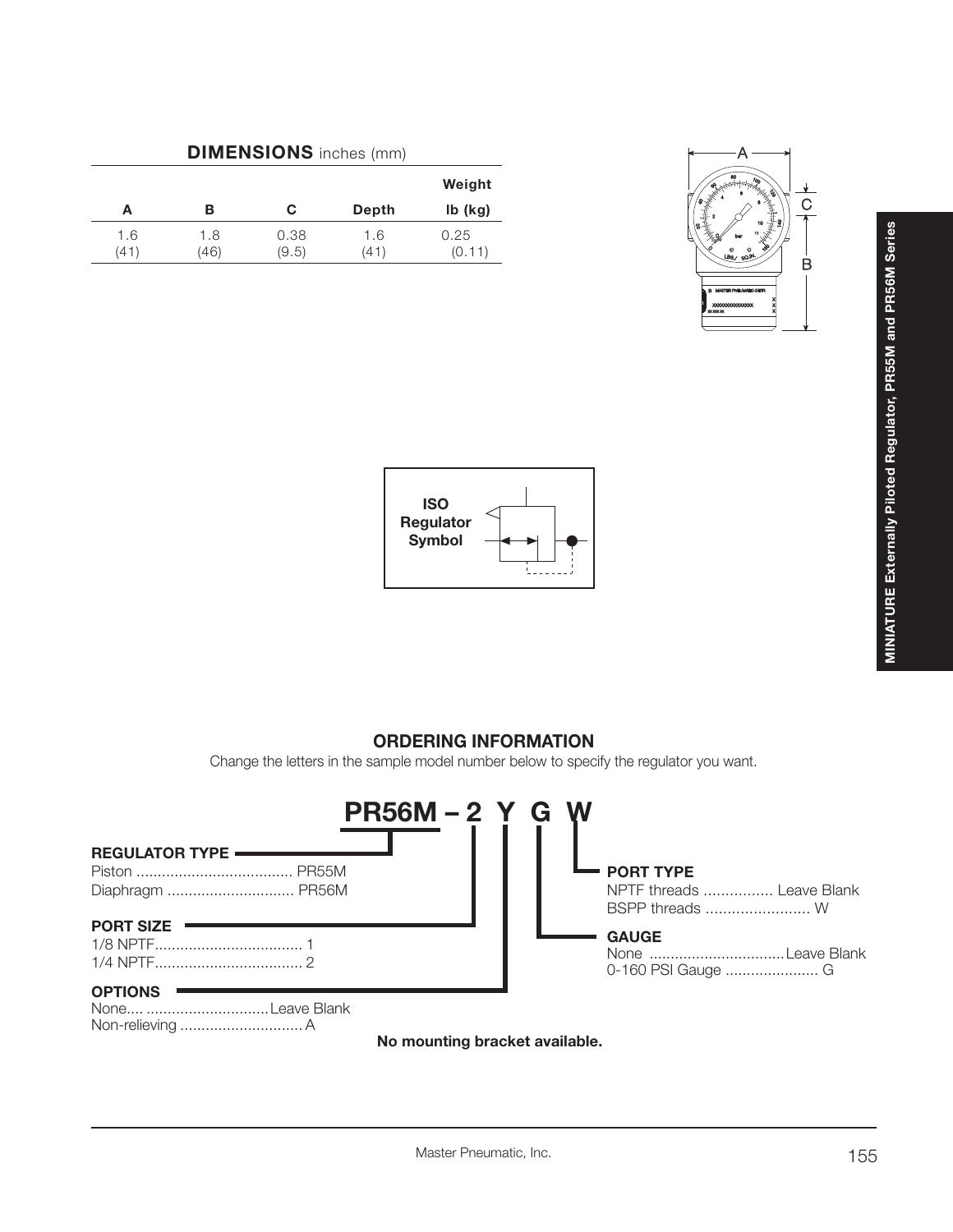## DIMENSIONS inches (mm)

| A | B | C | Depth | Weight lb (kg) |
|---|---|---|---|---|
| 1.6 (41) | 1.8 (46) | 0.38 (9.5) | 1.6 (41) | 0.25 (0.11) |

**ISO Regulator Symbol**

## ORDERING INFORMATION

Change the letters in the sample model number below to specify the regulator you want.

**PR56M – 2 Y G W**

**REGULATOR TYPE**
Piston ..................................... PR55M
Diaphragm .............................. PR56M

**PORT SIZE**
1/8 NPTF.................................. 1
1/4 NPTF.................................. 2

**OPTIONS**
None.... .............................Leave Blank
Non-relieving ............................. A

**PORT TYPE**
NPTF threads ................ Leave Blank
BSPP threads ........................ W

**GAUGE**
None ................................Leave Blank
0-160 PSI Gauge ...................... G

**No mounting bracket available.**